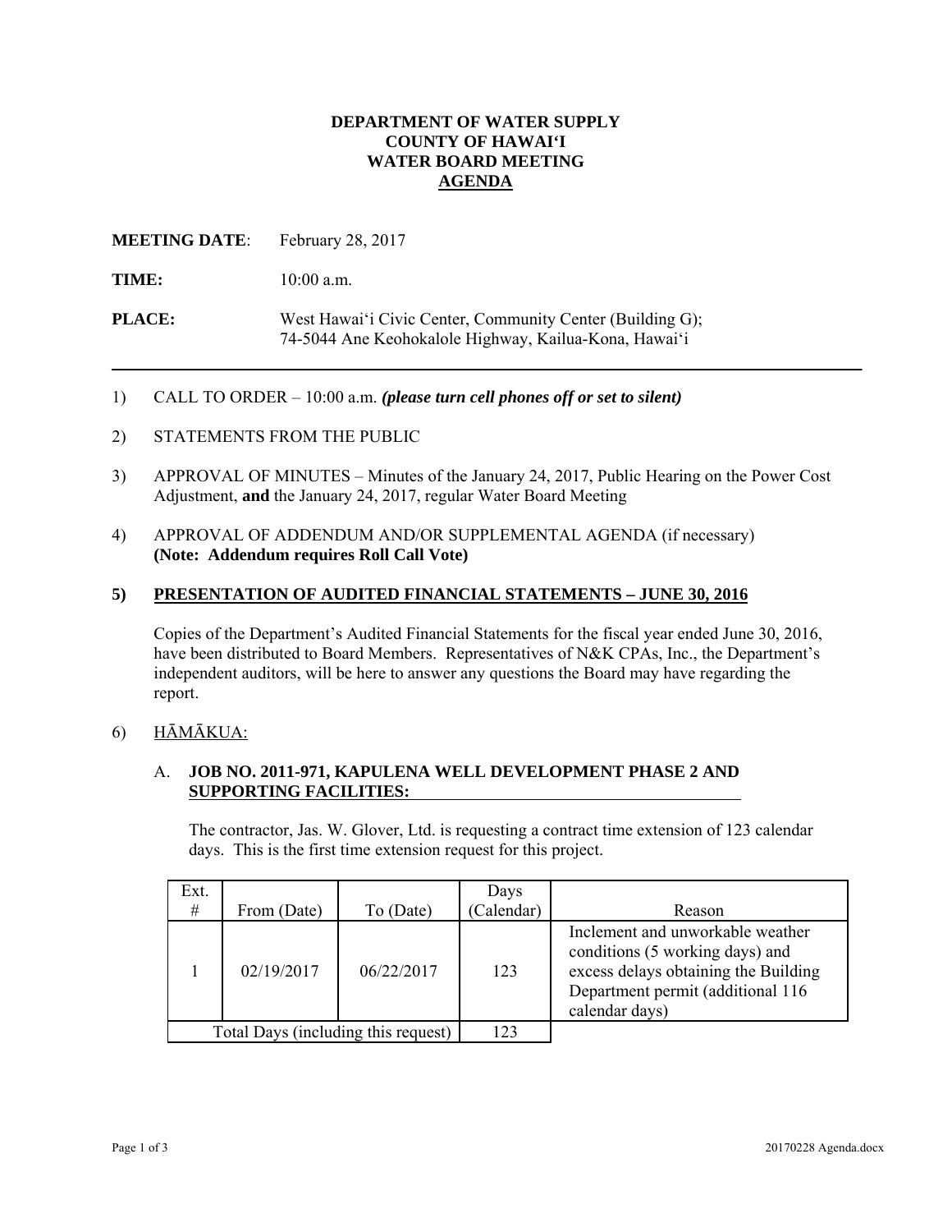# DEPARTMENT OF WATER SUPPLY
# COUNTY OF HAWAIʻI
# WATER BOARD MEETING
# AGENDA

**MEETING DATE**: February 28, 2017

**TIME:** 10:00 a.m.

**PLACE:** West Hawaiʻi Civic Center, Community Center (Building G); 74-5044 Ane Keohokalole Highway, Kailua-Kona, Hawaiʻi

---

1) CALL TO ORDER – 10:00 a.m. ***(please turn cell phones off or set to silent)***

2) STATEMENTS FROM THE PUBLIC

3) APPROVAL OF MINUTES – Minutes of the January 24, 2017, Public Hearing on the Power Cost Adjustment, **and** the January 24, 2017, regular Water Board Meeting

4) APPROVAL OF ADDENDUM AND/OR SUPPLEMENTAL AGENDA (if necessary) **(Note: Addendum requires Roll Call Vote)**

**5) PRESENTATION OF AUDITED FINANCIAL STATEMENTS – JUNE 30, 2016**

Copies of the Department's Audited Financial Statements for the fiscal year ended June 30, 2016, have been distributed to Board Members. Representatives of N&K CPAs, Inc., the Department's independent auditors, will be here to answer any questions the Board may have regarding the report.

6) HĀMĀKUA:

A. **JOB NO. 2011-971, KAPULENA WELL DEVELOPMENT PHASE 2 AND SUPPORTING FACILITIES:**

The contractor, Jas. W. Glover, Ltd. is requesting a contract time extension of 123 calendar days. This is the first time extension request for this project.

| Ext. # | From (Date) | To (Date) | Days (Calendar) | Reason |
|---|---|---|---|---|
| 1 | 02/19/2017 | 06/22/2017 | 123 | Inclement and unworkable weather conditions (5 working days) and excess delays obtaining the Building Department permit (additional 116 calendar days) |
| Total Days (including this request) | | | 123 | |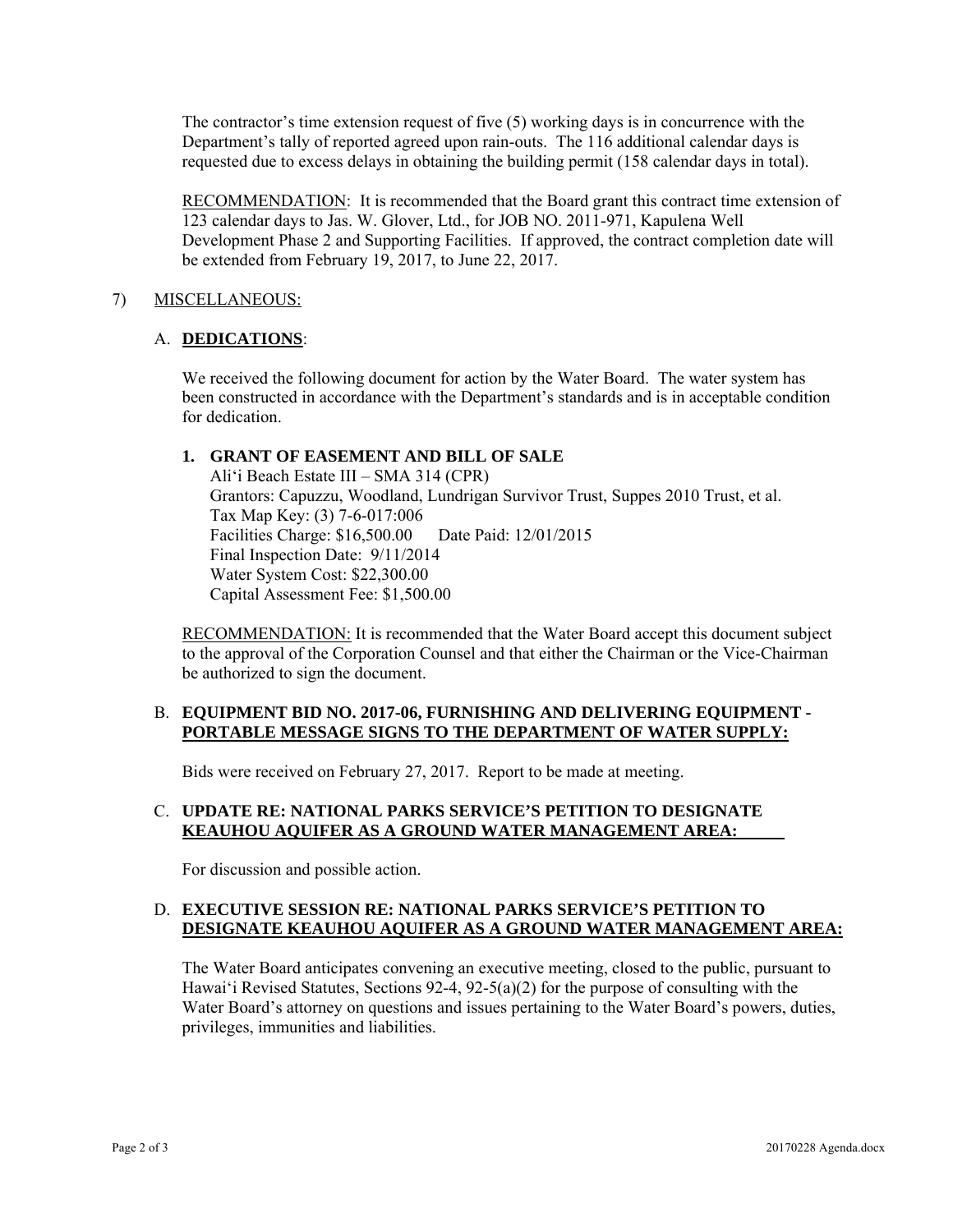The contractor's time extension request of five (5) working days is in concurrence with the Department's tally of reported agreed upon rain-outs. The 116 additional calendar days is requested due to excess delays in obtaining the building permit (158 calendar days in total).

RECOMMENDATION: It is recommended that the Board grant this contract time extension of 123 calendar days to Jas. W. Glover, Ltd., for JOB NO. 2011-971, Kapulena Well Development Phase 2 and Supporting Facilities. If approved, the contract completion date will be extended from February 19, 2017, to June 22, 2017.

7) MISCELLANEOUS:

A. **DEDICATIONS**:

We received the following document for action by the Water Board. The water system has been constructed in accordance with the Department's standards and is in acceptable condition for dedication.

**1. GRANT OF EASEMENT AND BILL OF SALE**

Ali'i Beach Estate III – SMA 314 (CPR)
Grantors: Capuzzu, Woodland, Lundrigan Survivor Trust, Suppes 2010 Trust, et al.
Tax Map Key: (3) 7-6-017:006
Facilities Charge: $16,500.00 Date Paid: 12/01/2015
Final Inspection Date: 9/11/2014
Water System Cost: $22,300.00
Capital Assessment Fee: $1,500.00

RECOMMENDATION: It is recommended that the Water Board accept this document subject to the approval of the Corporation Counsel and that either the Chairman or the Vice-Chairman be authorized to sign the document.

B. **EQUIPMENT BID NO. 2017-06, FURNISHING AND DELIVERING EQUIPMENT - PORTABLE MESSAGE SIGNS TO THE DEPARTMENT OF WATER SUPPLY:**

Bids were received on February 27, 2017. Report to be made at meeting.

C. **UPDATE RE: NATIONAL PARKS SERVICE'S PETITION TO DESIGNATE KEAUHOU AQUIFER AS A GROUND WATER MANAGEMENT AREA:**

For discussion and possible action.

D. **EXECUTIVE SESSION RE: NATIONAL PARKS SERVICE'S PETITION TO DESIGNATE KEAUHOU AQUIFER AS A GROUND WATER MANAGEMENT AREA:**

The Water Board anticipates convening an executive meeting, closed to the public, pursuant to Hawai'i Revised Statutes, Sections 92-4, 92-5(a)(2) for the purpose of consulting with the Water Board's attorney on questions and issues pertaining to the Water Board's powers, duties, privileges, immunities and liabilities.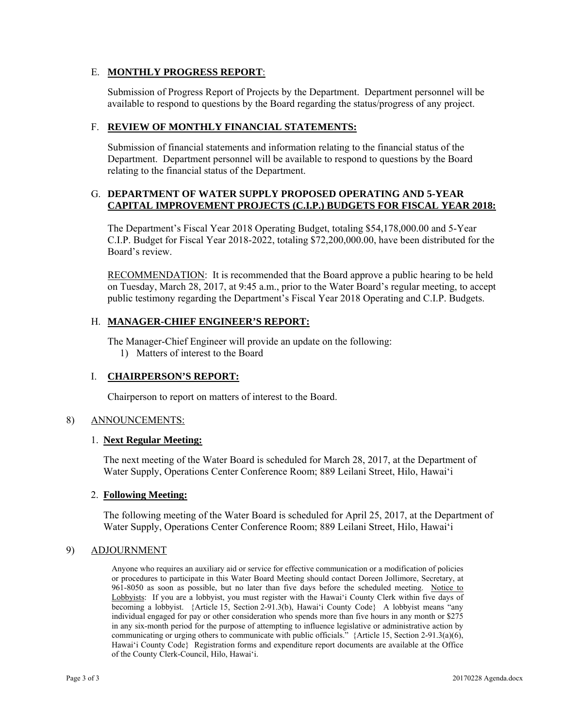E. **MONTHLY PROGRESS REPORT**:

Submission of Progress Report of Projects by the Department. Department personnel will be available to respond to questions by the Board regarding the status/progress of any project.

F. **REVIEW OF MONTHLY FINANCIAL STATEMENTS:**

Submission of financial statements and information relating to the financial status of the Department. Department personnel will be available to respond to questions by the Board relating to the financial status of the Department.

G. **DEPARTMENT OF WATER SUPPLY PROPOSED OPERATING AND 5-YEAR CAPITAL IMPROVEMENT PROJECTS (C.I.P.) BUDGETS FOR FISCAL YEAR 2018:**

The Department's Fiscal Year 2018 Operating Budget, totaling $54,178,000.00 and 5-Year C.I.P. Budget for Fiscal Year 2018-2022, totaling $72,200,000.00, have been distributed for the Board's review.

RECOMMENDATION: It is recommended that the Board approve a public hearing to be held on Tuesday, March 28, 2017, at 9:45 a.m., prior to the Water Board's regular meeting, to accept public testimony regarding the Department's Fiscal Year 2018 Operating and C.I.P. Budgets.

H. **MANAGER-CHIEF ENGINEER'S REPORT:**

The Manager-Chief Engineer will provide an update on the following:

1) Matters of interest to the Board

I. **CHAIRPERSON'S REPORT:**

Chairperson to report on matters of interest to the Board.

8) ANNOUNCEMENTS:

1. **Next Regular Meeting:**

The next meeting of the Water Board is scheduled for March 28, 2017, at the Department of Water Supply, Operations Center Conference Room; 889 Leilani Street, Hilo, Hawai'i

2. **Following Meeting:**

The following meeting of the Water Board is scheduled for April 25, 2017, at the Department of Water Supply, Operations Center Conference Room; 889 Leilani Street, Hilo, Hawai'i

9) ADJOURNMENT

Anyone who requires an auxiliary aid or service for effective communication or a modification of policies or procedures to participate in this Water Board Meeting should contact Doreen Jollimore, Secretary, at 961-8050 as soon as possible, but no later than five days before the scheduled meeting. Notice to Lobbyists: If you are a lobbyist, you must register with the Hawai'i County Clerk within five days of becoming a lobbyist. {Article 15, Section 2-91.3(b), Hawai'i County Code} A lobbyist means "any individual engaged for pay or other consideration who spends more than five hours in any month or $275 in any six-month period for the purpose of attempting to influence legislative or administrative action by communicating or urging others to communicate with public officials." {Article 15, Section 2-91.3(a)(6), Hawai'i County Code} Registration forms and expenditure report documents are available at the Office of the County Clerk-Council, Hilo, Hawai'i.

20170228 Agenda.docx